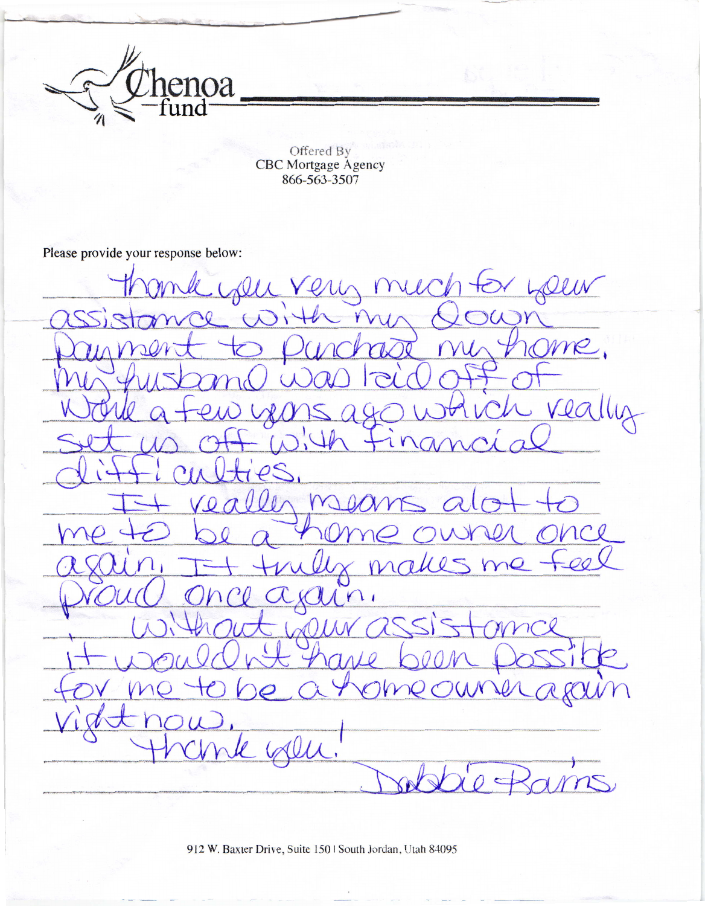Chenoa fund

Offered By
CBC Mortgage Agency
866-563-3507

Please provide your response below:

thank you very much for your assistance with my down payment to purchase my home. My husband was laid off of work a few years ago which really set us off with financial difficulties.

It really means alot to me to be a home owner once again. It truly makes me feel proud once again.

Without your assistance it wouldn't have been possible for me to be a homeowner again right now.

thank you!

Debbie Rams

912 W. Baxter Drive, Suite 150 | South Jordan, Utah 84095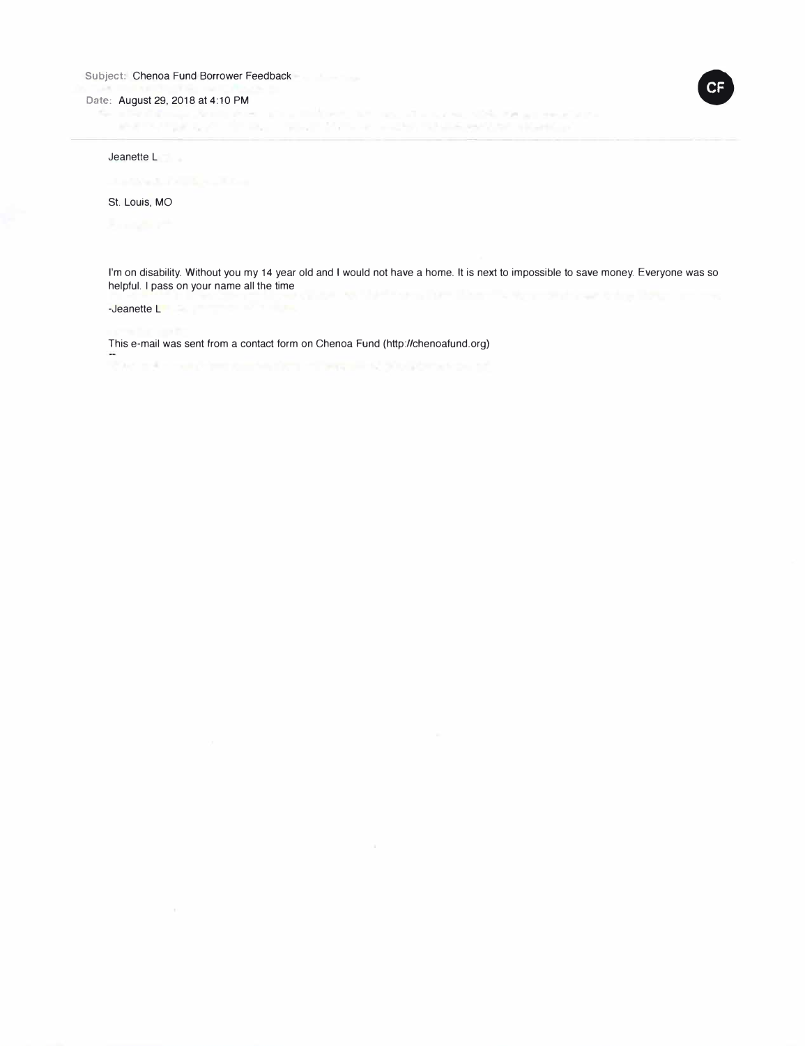Subject: Chenoa Fund Borrower Feedback

Date: August 29, 2018 at 4:10 PM

CF

Jeanette L

St. Louis, MO

I'm on disability. Without you my 14 year old and I would not have a home. It is next to impossible to save money. Everyone was so helpful. I pass on your name all the time

-Jeanette L

This e-mail was sent from a contact form on Chenoa Fund (http://chenoafund.org)

--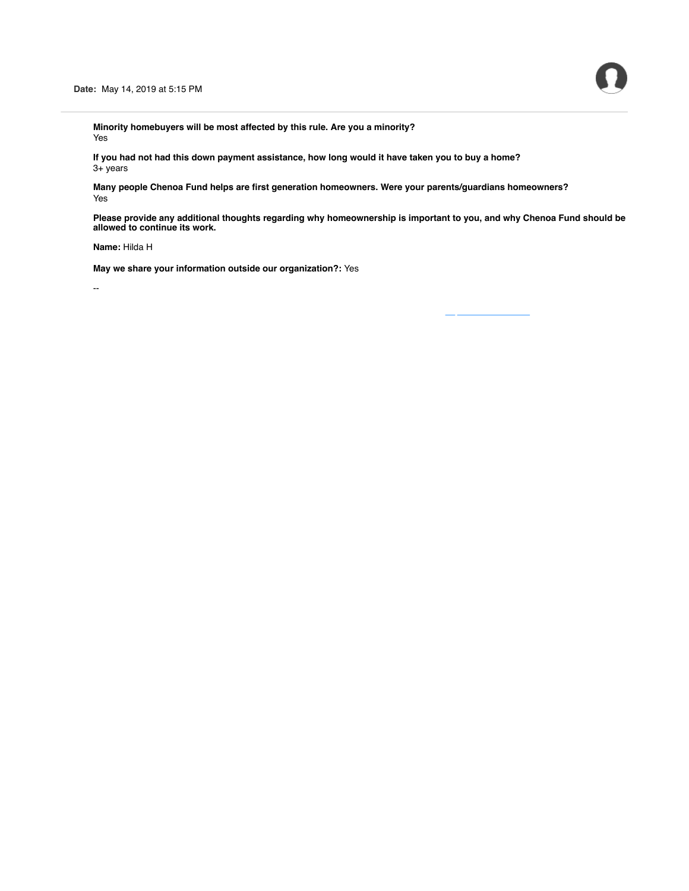**Date:** May 14, 2019 at 5:15 PM

---

**Minority homebuyers will be most affected by this rule. Are you a minority?**
Yes

**If you had not had this down payment assistance, how long would it have taken you to buy a home?**
3+ years

**Many people Chenoa Fund helps are first generation homeowners. Were your parents/guardians homeowners?**
Yes

**Please provide any additional thoughts regarding why homeownership is important to you, and why Chenoa Fund should be allowed to continue its work.**

**Name:** Hilda H

**May we share your information outside our organization?:** Yes

--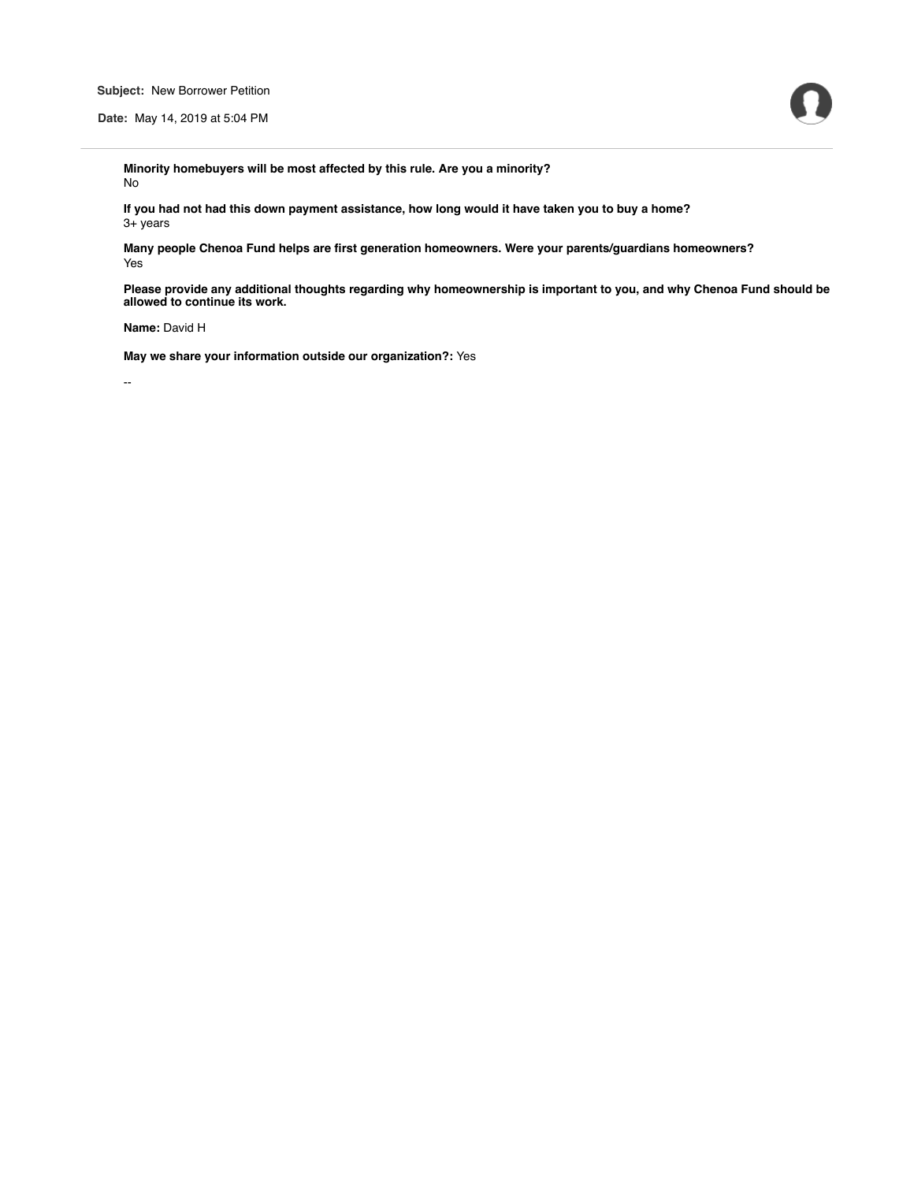**Subject:** New Borrower Petition

**Date:** May 14, 2019 at 5:04 PM

**Minority homebuyers will be most affected by this rule. Are you a minority?**
No

**If you had not had this down payment assistance, how long would it have taken you to buy a home?**
3+ years

**Many people Chenoa Fund helps are first generation homeowners. Were your parents/guardians homeowners?**
Yes

**Please provide any additional thoughts regarding why homeownership is important to you, and why Chenoa Fund should be allowed to continue its work.**

**Name:** David H

**May we share your information outside our organization?:** Yes

--